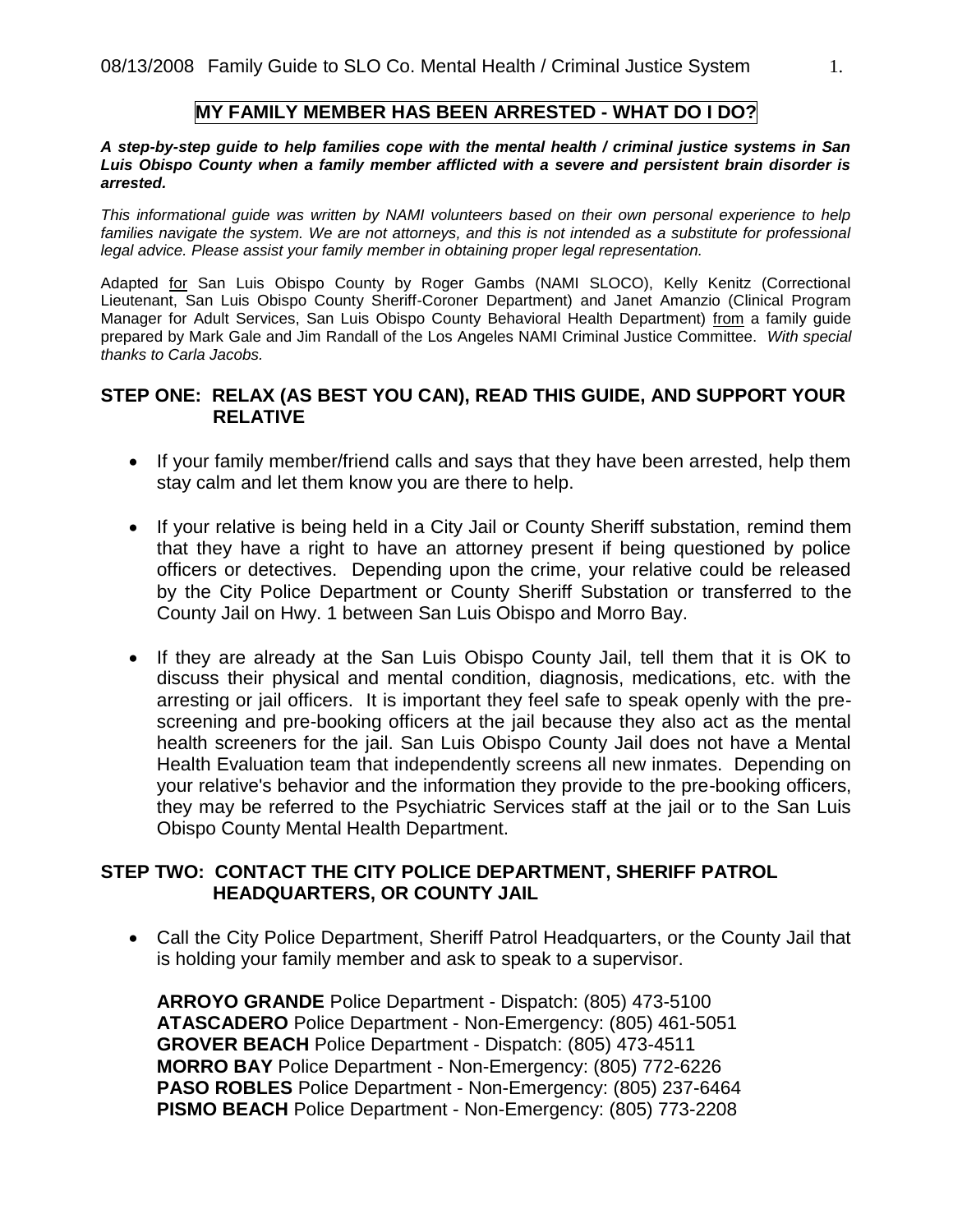# MY FAMILY MEMBER HAS BEEN ARRESTED - WHAT DO I DO?

***A step-by-step guide to help families cope with the mental health / criminal justice systems in San Luis Obispo County when a family member afflicted with a severe and persistent brain disorder is arrested.***

*This informational guide was written by NAMI volunteers based on their own personal experience to help families navigate the system. We are not attorneys, and this is not intended as a substitute for professional legal advice. Please assist your family member in obtaining proper legal representation.*

Adapted for San Luis Obispo County by Roger Gambs (NAMI SLOCO), Kelly Kenitz (Correctional Lieutenant, San Luis Obispo County Sheriff-Coroner Department) and Janet Amanzio (Clinical Program Manager for Adult Services, San Luis Obispo County Behavioral Health Department) from a family guide prepared by Mark Gale and Jim Randall of the Los Angeles NAMI Criminal Justice Committee. *With special thanks to Carla Jacobs.*

## STEP ONE: RELAX (AS BEST YOU CAN), READ THIS GUIDE, AND SUPPORT YOUR RELATIVE

- If your family member/friend calls and says that they have been arrested, help them stay calm and let them know you are there to help.
- If your relative is being held in a City Jail or County Sheriff substation, remind them that they have a right to have an attorney present if being questioned by police officers or detectives. Depending upon the crime, your relative could be released by the City Police Department or County Sheriff Substation or transferred to the County Jail on Hwy. 1 between San Luis Obispo and Morro Bay.
- If they are already at the San Luis Obispo County Jail, tell them that it is OK to discuss their physical and mental condition, diagnosis, medications, etc. with the arresting or jail officers. It is important they feel safe to speak openly with the pre-screening and pre-booking officers at the jail because they also act as the mental health screeners for the jail. San Luis Obispo County Jail does not have a Mental Health Evaluation team that independently screens all new inmates. Depending on your relative's behavior and the information they provide to the pre-booking officers, they may be referred to the Psychiatric Services staff at the jail or to the San Luis Obispo County Mental Health Department.

## STEP TWO: CONTACT THE CITY POLICE DEPARTMENT, SHERIFF PATROL HEADQUARTERS, OR COUNTY JAIL

- Call the City Police Department, Sheriff Patrol Headquarters, or the County Jail that is holding your family member and ask to speak to a supervisor.

  **ARROYO GRANDE** Police Department - Dispatch: (805) 473-5100
  **ATASCADERO** Police Department - Non-Emergency: (805) 461-5051
  **GROVER BEACH** Police Department - Dispatch: (805) 473-4511
  **MORRO BAY** Police Department - Non-Emergency: (805) 772-6226
  **PASO ROBLES** Police Department - Non-Emergency: (805) 237-6464
  **PISMO BEACH** Police Department - Non-Emergency: (805) 773-2208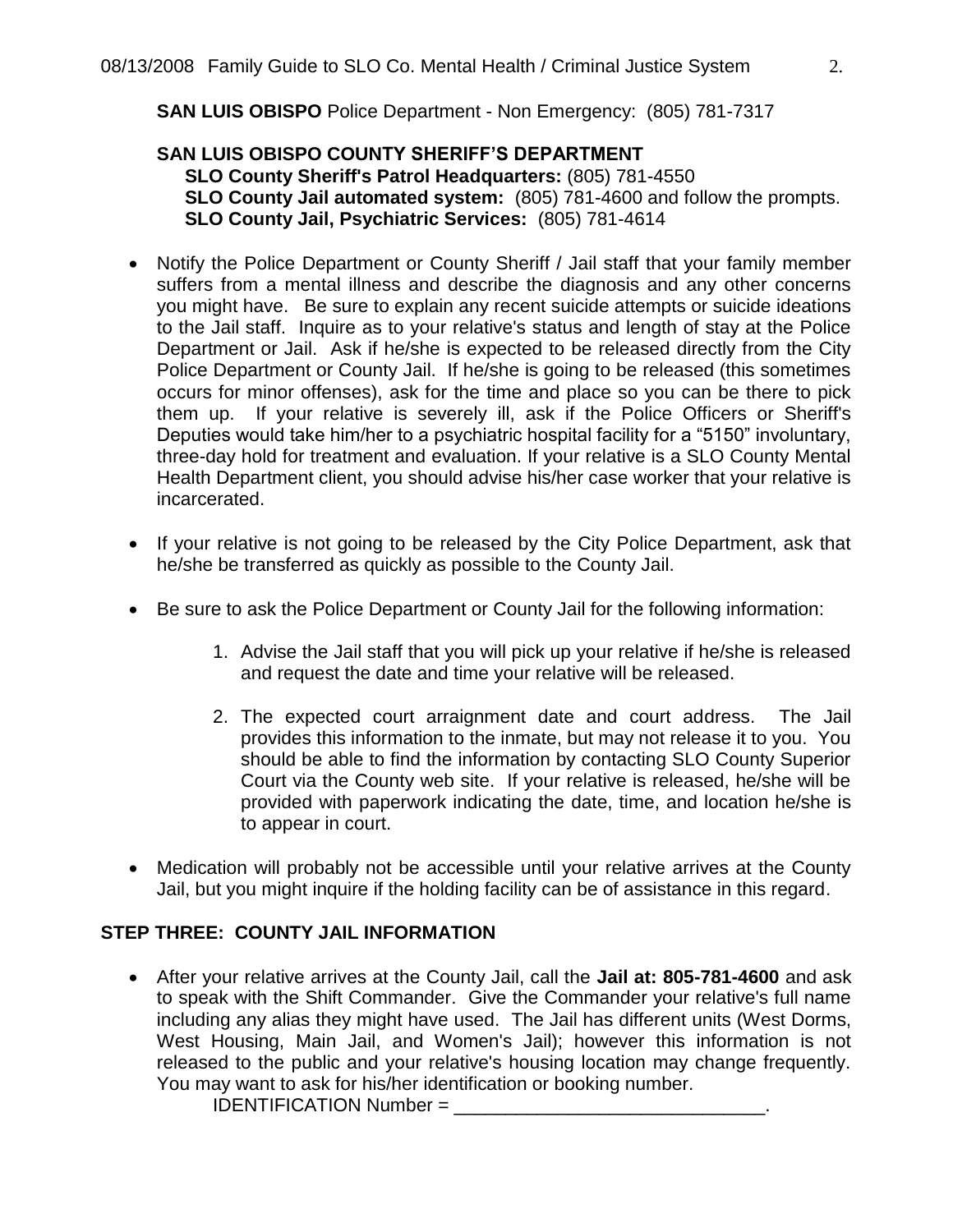**SAN LUIS OBISPO** Police Department - Non Emergency: (805) 781-7317

**SAN LUIS OBISPO COUNTY SHERIFF'S DEPARTMENT**

**SLO County Sheriff's Patrol Headquarters:** (805) 781-4550
**SLO County Jail automated system:** (805) 781-4600 and follow the prompts.
**SLO County Jail, Psychiatric Services:** (805) 781-4614

- Notify the Police Department or County Sheriff / Jail staff that your family member suffers from a mental illness and describe the diagnosis and any other concerns you might have. Be sure to explain any recent suicide attempts or suicide ideations to the Jail staff. Inquire as to your relative's status and length of stay at the Police Department or Jail. Ask if he/she is expected to be released directly from the City Police Department or County Jail. If he/she is going to be released (this sometimes occurs for minor offenses), ask for the time and place so you can be there to pick them up. If your relative is severely ill, ask if the Police Officers or Sheriff's Deputies would take him/her to a psychiatric hospital facility for a "5150" involuntary, three-day hold for treatment and evaluation. If your relative is a SLO County Mental Health Department client, you should advise his/her case worker that your relative is incarcerated.

- If your relative is not going to be released by the City Police Department, ask that he/she be transferred as quickly as possible to the County Jail.

- Be sure to ask the Police Department or County Jail for the following information:

    1. Advise the Jail staff that you will pick up your relative if he/she is released and request the date and time your relative will be released.

    2. The expected court arraignment date and court address. The Jail provides this information to the inmate, but may not release it to you. You should be able to find the information by contacting SLO County Superior Court via the County web site. If your relative is released, he/she will be provided with paperwork indicating the date, time, and location he/she is to appear in court.

- Medication will probably not be accessible until your relative arrives at the County Jail, but you might inquire if the holding facility can be of assistance in this regard.

## STEP THREE: COUNTY JAIL INFORMATION

- After your relative arrives at the County Jail, call the **Jail at: 805-781-4600** and ask to speak with the Shift Commander. Give the Commander your relative's full name including any alias they might have used. The Jail has different units (West Dorms, West Housing, Main Jail, and Women's Jail); however this information is not released to the public and your relative's housing location may change frequently. You may want to ask for his/her identification or booking number.

    IDENTIFICATION Number = _______________________________.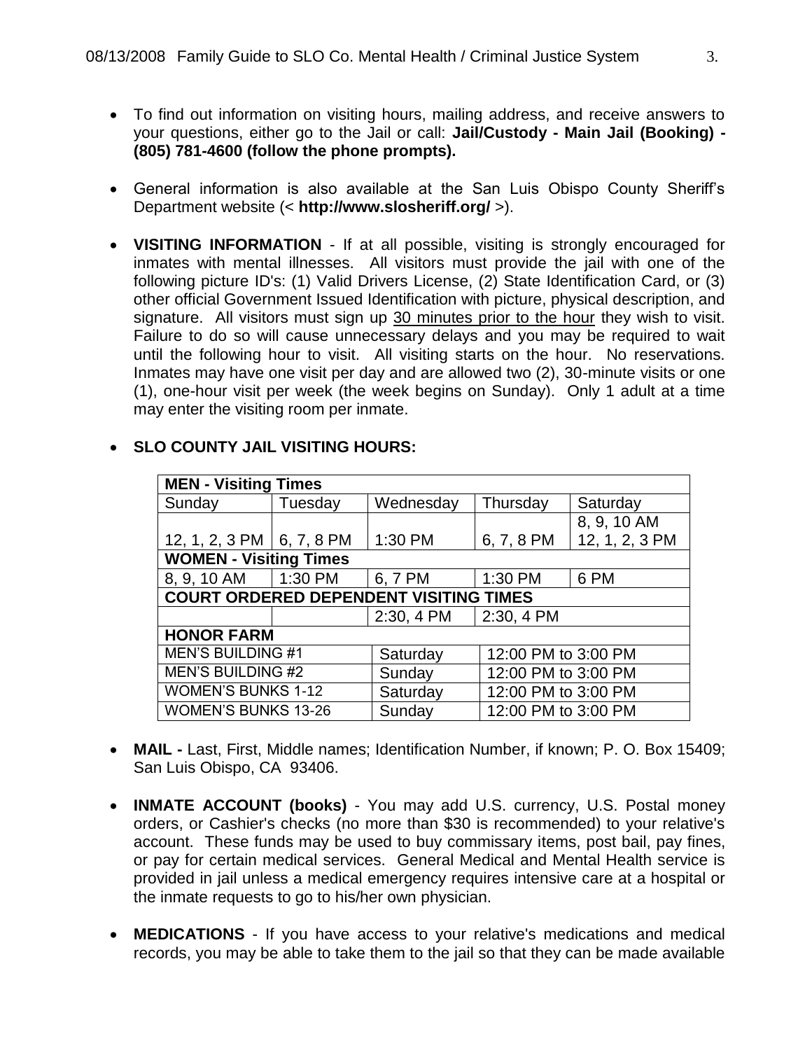- To find out information on visiting hours, mailing address, and receive answers to your questions, either go to the Jail or call: **Jail/Custody - Main Jail (Booking) - (805) 781-4600 (follow the phone prompts).**

- General information is also available at the San Luis Obispo County Sheriff's Department website (< **http://www.slosheriff.org/** >).

- **VISITING INFORMATION** - If at all possible, visiting is strongly encouraged for inmates with mental illnesses. All visitors must provide the jail with one of the following picture ID's: (1) Valid Drivers License, (2) State Identification Card, or (3) other official Government Issued Identification with picture, physical description, and signature. All visitors must sign up 30 minutes prior to the hour they wish to visit. Failure to do so will cause unnecessary delays and you may be required to wait until the following hour to visit. All visiting starts on the hour. No reservations. Inmates may have one visit per day and are allowed two (2), 30-minute visits or one (1), one-hour visit per week (the week begins on Sunday). Only 1 adult at a time may enter the visiting room per inmate.

- **SLO COUNTY JAIL VISITING HOURS:**

| **MEN - Visiting Times** | | | | |
|---|---|---|---|---|
| Sunday | Tuesday | Wednesday | Thursday | Saturday |
| 12, 1, 2, 3 PM | 6, 7, 8 PM | 1:30 PM | 6, 7, 8 PM | 8, 9, 10 AM<br>12, 1, 2, 3 PM |
| **WOMEN - Visiting Times** | | | | |
| 8, 9, 10 AM | 1:30 PM | 6, 7 PM | 1:30 PM | 6 PM |
| **COURT ORDERED DEPENDENT VISITING TIMES** | | | | |
| | | 2:30, 4 PM | 2:30, 4 PM | |
| **HONOR FARM** | | | | |
| MEN'S BUILDING #1 | | Saturday | 12:00 PM to 3:00 PM | |
| MEN'S BUILDING #2 | | Sunday | 12:00 PM to 3:00 PM | |
| WOMEN'S BUNKS 1-12 | | Saturday | 12:00 PM to 3:00 PM | |
| WOMEN'S BUNKS 13-26 | | Sunday | 12:00 PM to 3:00 PM | |

- **MAIL -** Last, First, Middle names; Identification Number, if known; P. O. Box 15409; San Luis Obispo, CA 93406.

- **INMATE ACCOUNT (books)** - You may add U.S. currency, U.S. Postal money orders, or Cashier's checks (no more than $30 is recommended) to your relative's account. These funds may be used to buy commissary items, post bail, pay fines, or pay for certain medical services. General Medical and Mental Health service is provided in jail unless a medical emergency requires intensive care at a hospital or the inmate requests to go to his/her own physician.

- **MEDICATIONS** - If you have access to your relative's medications and medical records, you may be able to take them to the jail so that they can be made available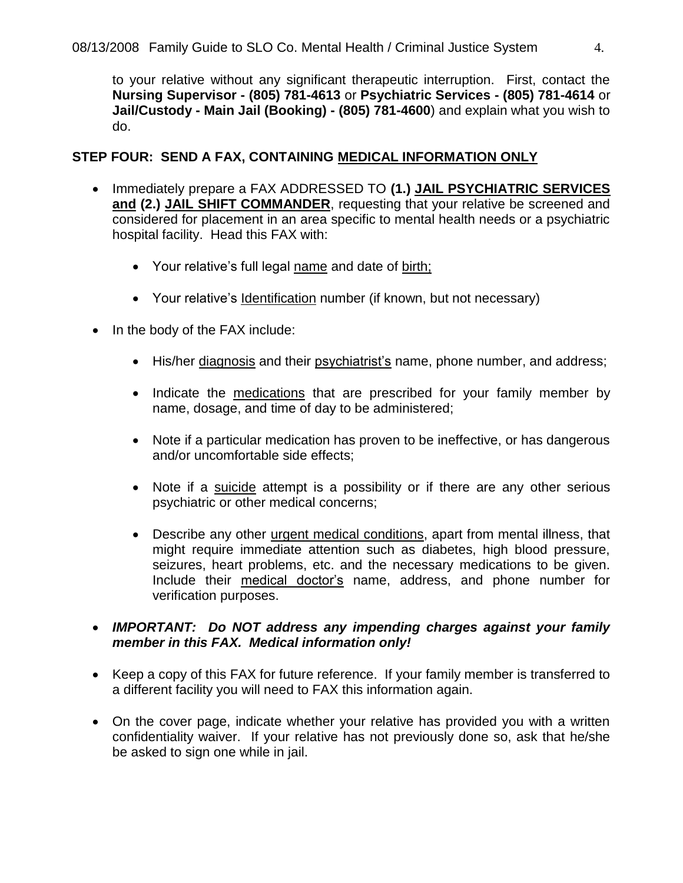to your relative without any significant therapeutic interruption. First, contact the **Nursing Supervisor - (805) 781-4613** or **Psychiatric Services - (805) 781-4614** or **Jail/Custody - Main Jail (Booking) - (805) 781-4600**) and explain what you wish to do.

## STEP FOUR: SEND A FAX, CONTAINING MEDICAL INFORMATION ONLY

- Immediately prepare a FAX ADDRESSED TO **(1.) JAIL PSYCHIATRIC SERVICES and (2.) JAIL SHIFT COMMANDER**, requesting that your relative be screened and considered for placement in an area specific to mental health needs or a psychiatric hospital facility. Head this FAX with:
  - Your relative's full legal name and date of birth;
  - Your relative's Identification number (if known, but not necessary)
- In the body of the FAX include:
  - His/her diagnosis and their psychiatrist's name, phone number, and address;
  - Indicate the medications that are prescribed for your family member by name, dosage, and time of day to be administered;
  - Note if a particular medication has proven to be ineffective, or has dangerous and/or uncomfortable side effects;
  - Note if a suicide attempt is a possibility or if there are any other serious psychiatric or other medical concerns;
  - Describe any other urgent medical conditions, apart from mental illness, that might require immediate attention such as diabetes, high blood pressure, seizures, heart problems, etc. and the necessary medications to be given. Include their medical doctor's name, address, and phone number for verification purposes.
- ***IMPORTANT: Do NOT address any impending charges against your family member in this FAX. Medical information only!***
- Keep a copy of this FAX for future reference. If your family member is transferred to a different facility you will need to FAX this information again.
- On the cover page, indicate whether your relative has provided you with a written confidentiality waiver. If your relative has not previously done so, ask that he/she be asked to sign one while in jail.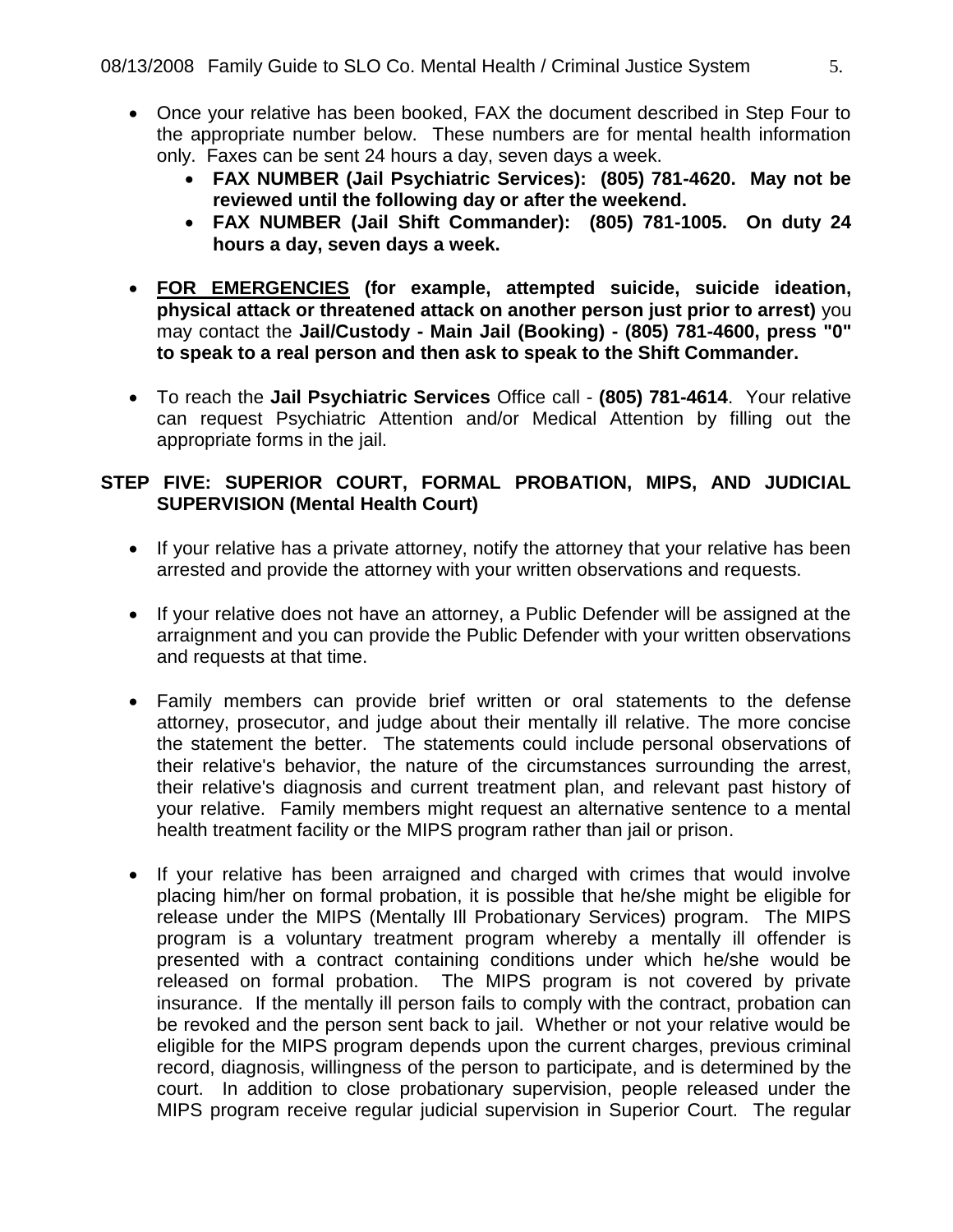- Once your relative has been booked, FAX the document described in Step Four to the appropriate number below. These numbers are for mental health information only. Faxes can be sent 24 hours a day, seven days a week.
  - **FAX NUMBER (Jail Psychiatric Services): (805) 781-4620. May not be reviewed until the following day or after the weekend.**
  - **FAX NUMBER (Jail Shift Commander): (805) 781-1005. On duty 24 hours a day, seven days a week.**

- **FOR EMERGENCIES (for example, attempted suicide, suicide ideation, physical attack or threatened attack on another person just prior to arrest)** you may contact the **Jail/Custody - Main Jail (Booking) - (805) 781-4600, press "0" to speak to a real person and then ask to speak to the Shift Commander.**

- To reach the **Jail Psychiatric Services** Office call - **(805) 781-4614**. Your relative can request Psychiatric Attention and/or Medical Attention by filling out the appropriate forms in the jail.

**STEP FIVE: SUPERIOR COURT, FORMAL PROBATION, MIPS, AND JUDICIAL SUPERVISION (Mental Health Court)**

- If your relative has a private attorney, notify the attorney that your relative has been arrested and provide the attorney with your written observations and requests.

- If your relative does not have an attorney, a Public Defender will be assigned at the arraignment and you can provide the Public Defender with your written observations and requests at that time.

- Family members can provide brief written or oral statements to the defense attorney, prosecutor, and judge about their mentally ill relative. The more concise the statement the better. The statements could include personal observations of their relative's behavior, the nature of the circumstances surrounding the arrest, their relative's diagnosis and current treatment plan, and relevant past history of your relative. Family members might request an alternative sentence to a mental health treatment facility or the MIPS program rather than jail or prison.

- If your relative has been arraigned and charged with crimes that would involve placing him/her on formal probation, it is possible that he/she might be eligible for release under the MIPS (Mentally Ill Probationary Services) program. The MIPS program is a voluntary treatment program whereby a mentally ill offender is presented with a contract containing conditions under which he/she would be released on formal probation. The MIPS program is not covered by private insurance. If the mentally ill person fails to comply with the contract, probation can be revoked and the person sent back to jail. Whether or not your relative would be eligible for the MIPS program depends upon the current charges, previous criminal record, diagnosis, willingness of the person to participate, and is determined by the court. In addition to close probationary supervision, people released under the MIPS program receive regular judicial supervision in Superior Court. The regular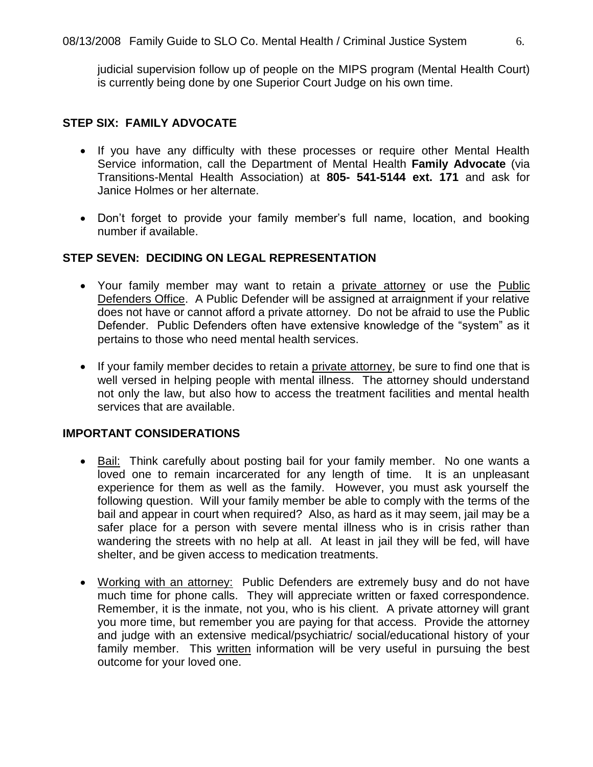judicial supervision follow up of people on the MIPS program (Mental Health Court) is currently being done by one Superior Court Judge on his own time.

## STEP SIX: FAMILY ADVOCATE

- If you have any difficulty with these processes or require other Mental Health Service information, call the Department of Mental Health **Family Advocate** (via Transitions-Mental Health Association) at **805- 541-5144 ext. 171** and ask for Janice Holmes or her alternate.
- Don't forget to provide your family member's full name, location, and booking number if available.

## STEP SEVEN: DECIDING ON LEGAL REPRESENTATION

- Your family member may want to retain a <u>private attorney</u> or use the <u>Public Defenders Office</u>. A Public Defender will be assigned at arraignment if your relative does not have or cannot afford a private attorney. Do not be afraid to use the Public Defender. Public Defenders often have extensive knowledge of the "system" as it pertains to those who need mental health services.
- If your family member decides to retain a <u>private attorney</u>, be sure to find one that is well versed in helping people with mental illness. The attorney should understand not only the law, but also how to access the treatment facilities and mental health services that are available.

## IMPORTANT CONSIDERATIONS

- <u>Bail:</u> Think carefully about posting bail for your family member. No one wants a loved one to remain incarcerated for any length of time. It is an unpleasant experience for them as well as the family. However, you must ask yourself the following question. Will your family member be able to comply with the terms of the bail and appear in court when required? Also, as hard as it may seem, jail may be a safer place for a person with severe mental illness who is in crisis rather than wandering the streets with no help at all. At least in jail they will be fed, will have shelter, and be given access to medication treatments.
- <u>Working with an attorney:</u> Public Defenders are extremely busy and do not have much time for phone calls. They will appreciate written or faxed correspondence. Remember, it is the inmate, not you, who is his client. A private attorney will grant you more time, but remember you are paying for that access. Provide the attorney and judge with an extensive medical/psychiatric/ social/educational history of your family member. This <u>written</u> information will be very useful in pursuing the best outcome for your loved one.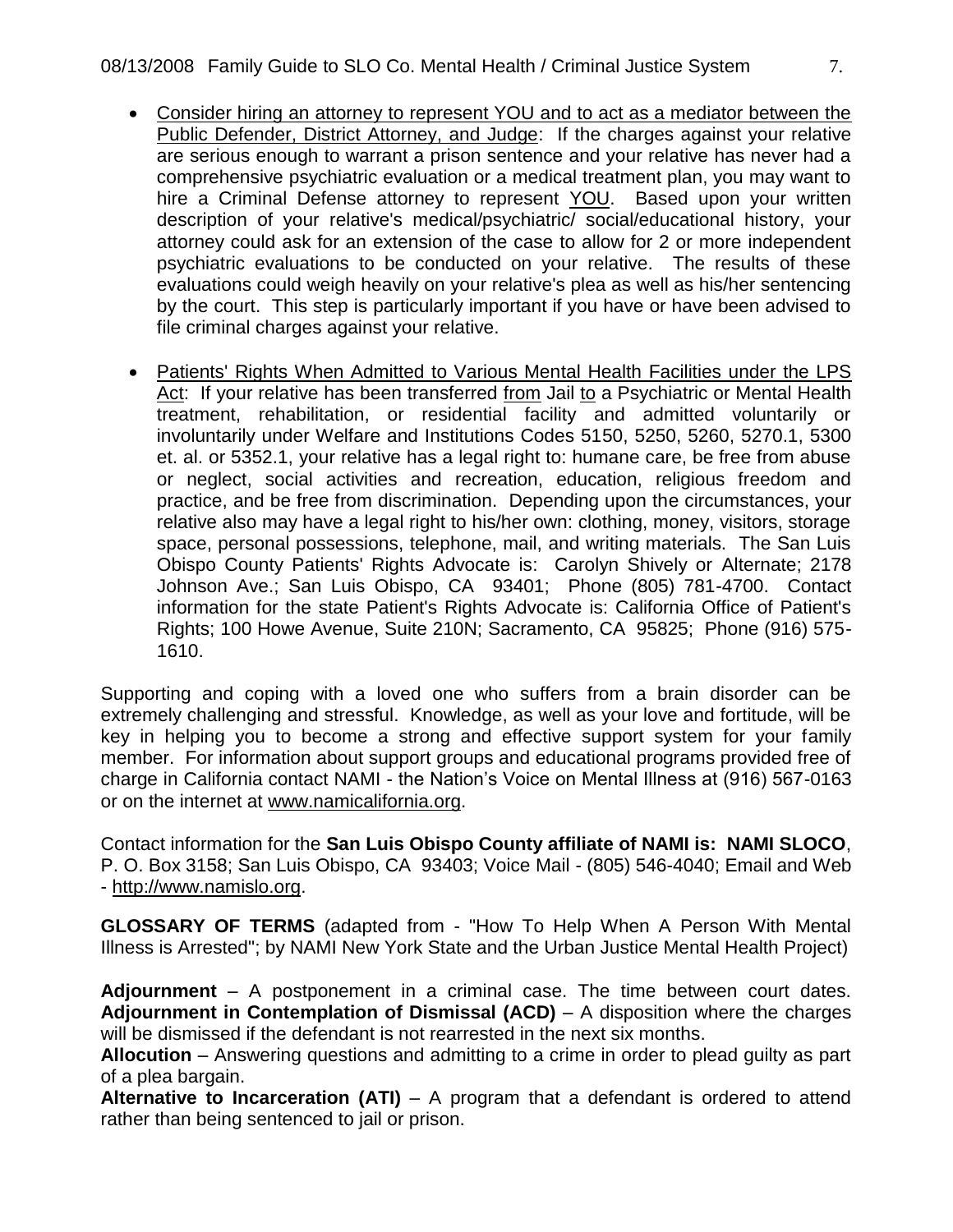- Consider hiring an attorney to represent YOU and to act as a mediator between the Public Defender, District Attorney, and Judge: If the charges against your relative are serious enough to warrant a prison sentence and your relative has never had a comprehensive psychiatric evaluation or a medical treatment plan, you may want to hire a Criminal Defense attorney to represent YOU. Based upon your written description of your relative's medical/psychiatric/ social/educational history, your attorney could ask for an extension of the case to allow for 2 or more independent psychiatric evaluations to be conducted on your relative. The results of these evaluations could weigh heavily on your relative's plea as well as his/her sentencing by the court. This step is particularly important if you have or have been advised to file criminal charges against your relative.

- Patients' Rights When Admitted to Various Mental Health Facilities under the LPS Act: If your relative has been transferred from Jail to a Psychiatric or Mental Health treatment, rehabilitation, or residential facility and admitted voluntarily or involuntarily under Welfare and Institutions Codes 5150, 5250, 5260, 5270.1, 5300 et. al. or 5352.1, your relative has a legal right to: humane care, be free from abuse or neglect, social activities and recreation, education, religious freedom and practice, and be free from discrimination. Depending upon the circumstances, your relative also may have a legal right to his/her own: clothing, money, visitors, storage space, personal possessions, telephone, mail, and writing materials. The San Luis Obispo County Patients' Rights Advocate is: Carolyn Shively or Alternate; 2178 Johnson Ave.; San Luis Obispo, CA 93401; Phone (805) 781-4700. Contact information for the state Patient's Rights Advocate is: California Office of Patient's Rights; 100 Howe Avenue, Suite 210N; Sacramento, CA 95825; Phone (916) 575-1610.

Supporting and coping with a loved one who suffers from a brain disorder can be extremely challenging and stressful. Knowledge, as well as your love and fortitude, will be key in helping you to become a strong and effective support system for your family member. For information about support groups and educational programs provided free of charge in California contact NAMI - the Nation's Voice on Mental Illness at (916) 567-0163 or on the internet at www.namicalifornia.org.

Contact information for the **San Luis Obispo County affiliate of NAMI is: NAMI SLOCO**, P. O. Box 3158; San Luis Obispo, CA 93403; Voice Mail - (805) 546-4040; Email and Web - http://www.namislo.org.

**GLOSSARY OF TERMS** (adapted from - "How To Help When A Person With Mental Illness is Arrested"; by NAMI New York State and the Urban Justice Mental Health Project)

**Adjournment** – A postponement in a criminal case. The time between court dates.
**Adjournment in Contemplation of Dismissal (ACD)** – A disposition where the charges will be dismissed if the defendant is not rearrested in the next six months.
**Allocution** – Answering questions and admitting to a crime in order to plead guilty as part of a plea bargain.
**Alternative to Incarceration (ATI)** – A program that a defendant is ordered to attend rather than being sentenced to jail or prison.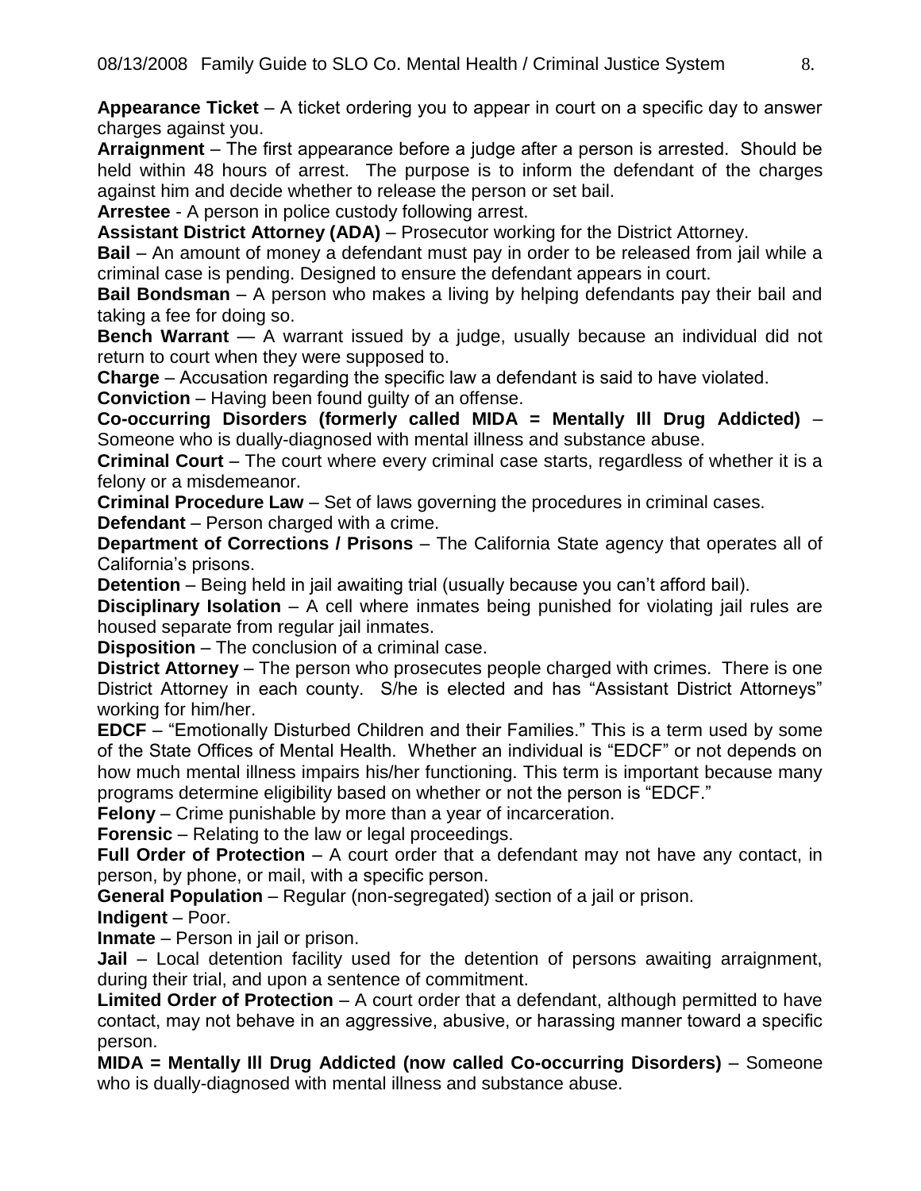**Appearance Ticket** – A ticket ordering you to appear in court on a specific day to answer charges against you.

**Arraignment** – The first appearance before a judge after a person is arrested. Should be held within 48 hours of arrest. The purpose is to inform the defendant of the charges against him and decide whether to release the person or set bail.

**Arrestee** - A person in police custody following arrest.

**Assistant District Attorney (ADA)** – Prosecutor working for the District Attorney.

**Bail** – An amount of money a defendant must pay in order to be released from jail while a criminal case is pending. Designed to ensure the defendant appears in court.

**Bail Bondsman** – A person who makes a living by helping defendants pay their bail and taking a fee for doing so.

**Bench Warrant** — A warrant issued by a judge, usually because an individual did not return to court when they were supposed to.

**Charge** – Accusation regarding the specific law a defendant is said to have violated.

**Conviction** – Having been found guilty of an offense.

**Co-occurring Disorders (formerly called MIDA = Mentally Ill Drug Addicted)** – Someone who is dually-diagnosed with mental illness and substance abuse.

**Criminal Court** – The court where every criminal case starts, regardless of whether it is a felony or a misdemeanor.

**Criminal Procedure Law** – Set of laws governing the procedures in criminal cases.

**Defendant** – Person charged with a crime.

**Department of Corrections / Prisons** – The California State agency that operates all of California's prisons.

**Detention** – Being held in jail awaiting trial (usually because you can't afford bail).

**Disciplinary Isolation** – A cell where inmates being punished for violating jail rules are housed separate from regular jail inmates.

**Disposition** – The conclusion of a criminal case.

**District Attorney** – The person who prosecutes people charged with crimes. There is one District Attorney in each county. S/he is elected and has "Assistant District Attorneys" working for him/her.

**EDCF** – "Emotionally Disturbed Children and their Families." This is a term used by some of the State Offices of Mental Health. Whether an individual is "EDCF" or not depends on how much mental illness impairs his/her functioning. This term is important because many programs determine eligibility based on whether or not the person is "EDCF."

**Felony** – Crime punishable by more than a year of incarceration.

**Forensic** – Relating to the law or legal proceedings.

**Full Order of Protection** – A court order that a defendant may not have any contact, in person, by phone, or mail, with a specific person.

**General Population** – Regular (non-segregated) section of a jail or prison.

**Indigent** – Poor.

**Inmate** – Person in jail or prison.

**Jail** – Local detention facility used for the detention of persons awaiting arraignment, during their trial, and upon a sentence of commitment.

**Limited Order of Protection** – A court order that a defendant, although permitted to have contact, may not behave in an aggressive, abusive, or harassing manner toward a specific person.

**MIDA = Mentally Ill Drug Addicted (now called Co-occurring Disorders)** – Someone who is dually-diagnosed with mental illness and substance abuse.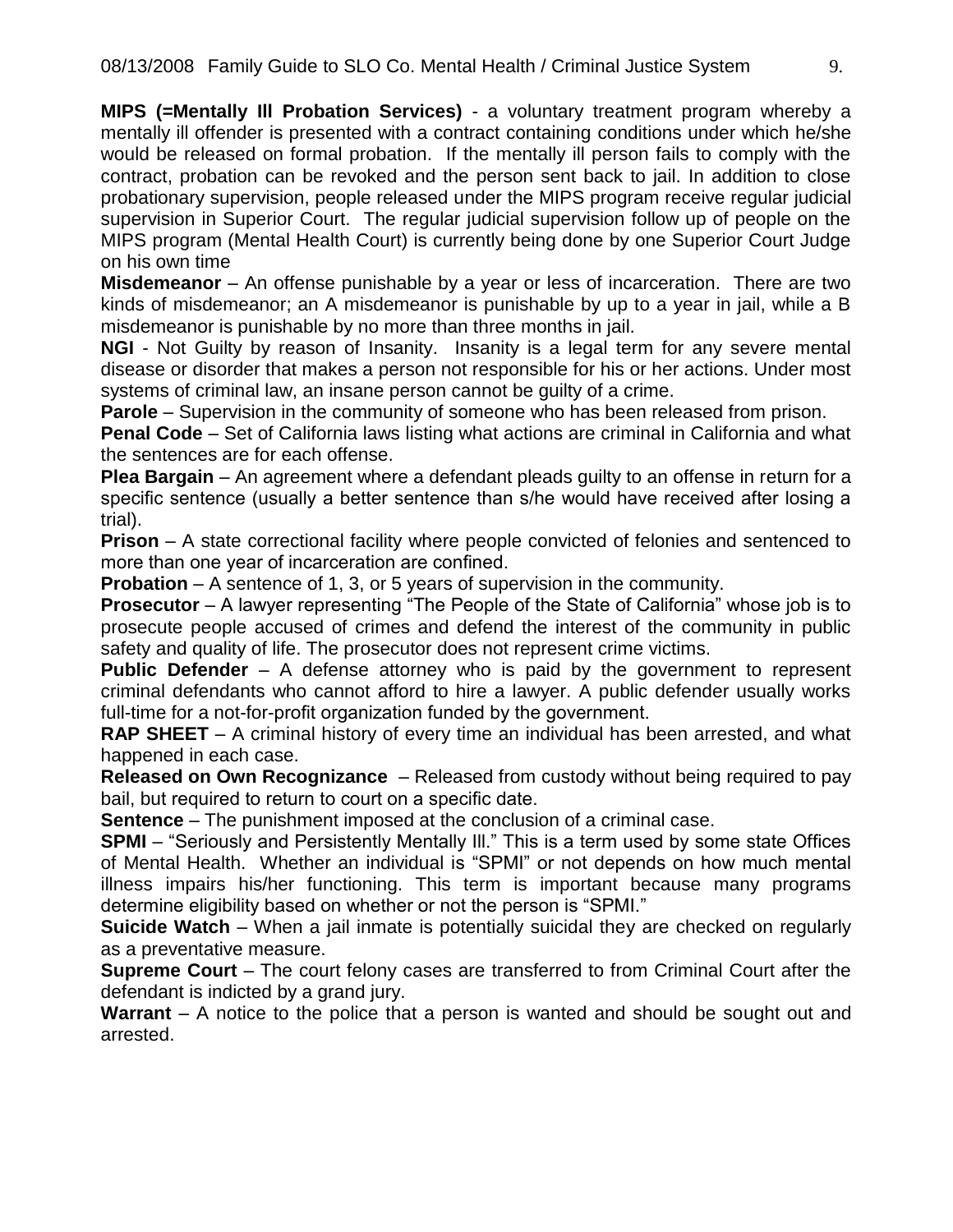**MIPS (=Mentally Ill Probation Services)** - a voluntary treatment program whereby a mentally ill offender is presented with a contract containing conditions under which he/she would be released on formal probation. If the mentally ill person fails to comply with the contract, probation can be revoked and the person sent back to jail. In addition to close probationary supervision, people released under the MIPS program receive regular judicial supervision in Superior Court. The regular judicial supervision follow up of people on the MIPS program (Mental Health Court) is currently being done by one Superior Court Judge on his own time

**Misdemeanor** – An offense punishable by a year or less of incarceration. There are two kinds of misdemeanor; an A misdemeanor is punishable by up to a year in jail, while a B misdemeanor is punishable by no more than three months in jail.

**NGI** - Not Guilty by reason of Insanity. Insanity is a legal term for any severe mental disease or disorder that makes a person not responsible for his or her actions. Under most systems of criminal law, an insane person cannot be guilty of a crime.

**Parole** – Supervision in the community of someone who has been released from prison.

**Penal Code** – Set of California laws listing what actions are criminal in California and what the sentences are for each offense.

**Plea Bargain** – An agreement where a defendant pleads guilty to an offense in return for a specific sentence (usually a better sentence than s/he would have received after losing a trial).

**Prison** – A state correctional facility where people convicted of felonies and sentenced to more than one year of incarceration are confined.

**Probation** – A sentence of 1, 3, or 5 years of supervision in the community.

**Prosecutor** – A lawyer representing "The People of the State of California" whose job is to prosecute people accused of crimes and defend the interest of the community in public safety and quality of life. The prosecutor does not represent crime victims.

**Public Defender** – A defense attorney who is paid by the government to represent criminal defendants who cannot afford to hire a lawyer. A public defender usually works full-time for a not-for-profit organization funded by the government.

**RAP SHEET** – A criminal history of every time an individual has been arrested, and what happened in each case.

**Released on Own Recognizance** – Released from custody without being required to pay bail, but required to return to court on a specific date.

**Sentence** – The punishment imposed at the conclusion of a criminal case.

**SPMI** – "Seriously and Persistently Mentally Ill." This is a term used by some state Offices of Mental Health. Whether an individual is "SPMI" or not depends on how much mental illness impairs his/her functioning. This term is important because many programs determine eligibility based on whether or not the person is "SPMI."

**Suicide Watch** – When a jail inmate is potentially suicidal they are checked on regularly as a preventative measure.

**Supreme Court** – The court felony cases are transferred to from Criminal Court after the defendant is indicted by a grand jury.

**Warrant** – A notice to the police that a person is wanted and should be sought out and arrested.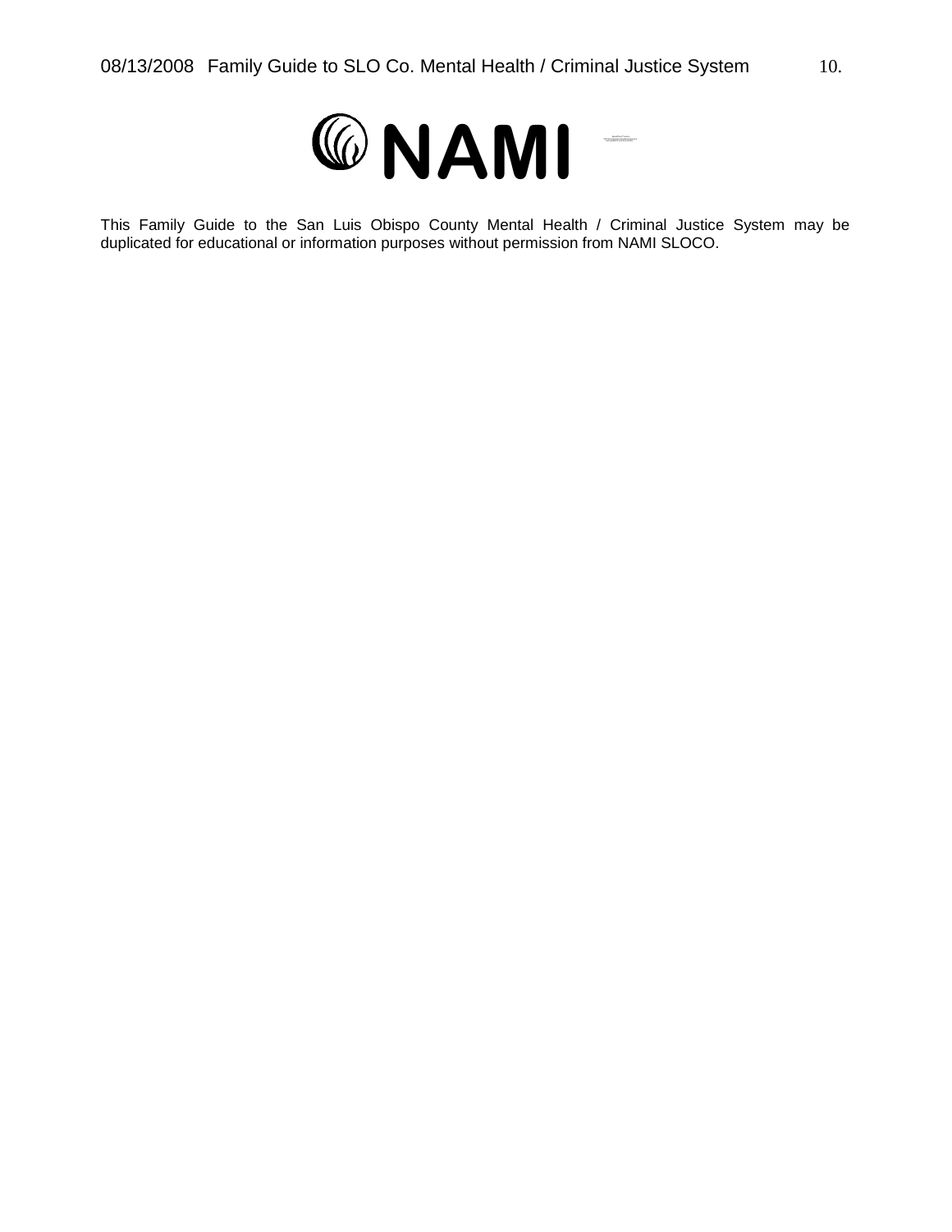NAMI

This Family Guide to the San Luis Obispo County Mental Health / Criminal Justice System may be duplicated for educational or information purposes without permission from NAMI SLOCO.